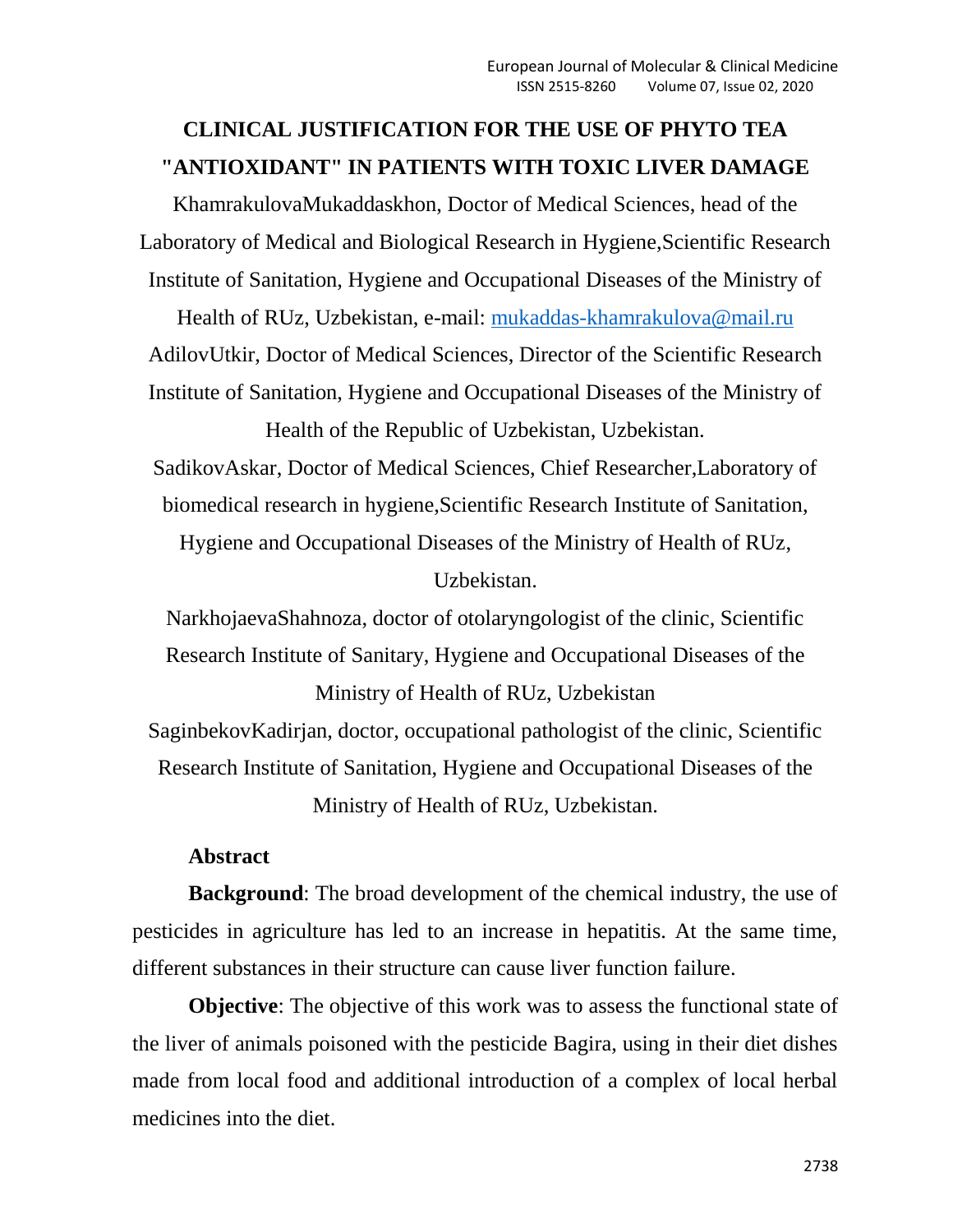# CLINICAL JUSTIFICATION FOR THE USE OF PHYTO TEA "ANTIOXIDANT" IN PATIENTS WITH TOXIC LIVER DAMAGE

KhamrakulovaMukaddaskhon, Doctor of Medical Sciences, head of the Laboratory of Medical and Biological Research in Hygiene,Scientific Research Institute of Sanitation, Hygiene and Occupational Diseases of the Ministry of Health of RUz, Uzbekistan, e-mail: mukaddas-khamrakulova@mail.ru

AdilovUtkir, Doctor of Medical Sciences, Director of the Scientific Research Institute of Sanitation, Hygiene and Occupational Diseases of the Ministry of Health of the Republic of Uzbekistan, Uzbekistan.

SadikovAskar, Doctor of Medical Sciences, Chief Researcher,Laboratory of biomedical research in hygiene,Scientific Research Institute of Sanitation, Hygiene and Occupational Diseases of the Ministry of Health of RUz, Uzbekistan.

NarkhojaevaShahnoza, doctor of otolaryngologist of the clinic, Scientific Research Institute of Sanitary, Hygiene and Occupational Diseases of the Ministry of Health of RUz, Uzbekistan

SaginbekovKadirjan, doctor, occupational pathologist of the clinic, Scientific Research Institute of Sanitation, Hygiene and Occupational Diseases of the Ministry of Health of RUz, Uzbekistan.

## Abstract

**Background**: The broad development of the chemical industry, the use of pesticides in agriculture has led to an increase in hepatitis. At the same time, different substances in their structure can cause liver function failure.

**Objective**: The objective of this work was to assess the functional state of the liver of animals poisoned with the pesticide Bagira, using in their diet dishes made from local food and additional introduction of a complex of local herbal medicines into the diet.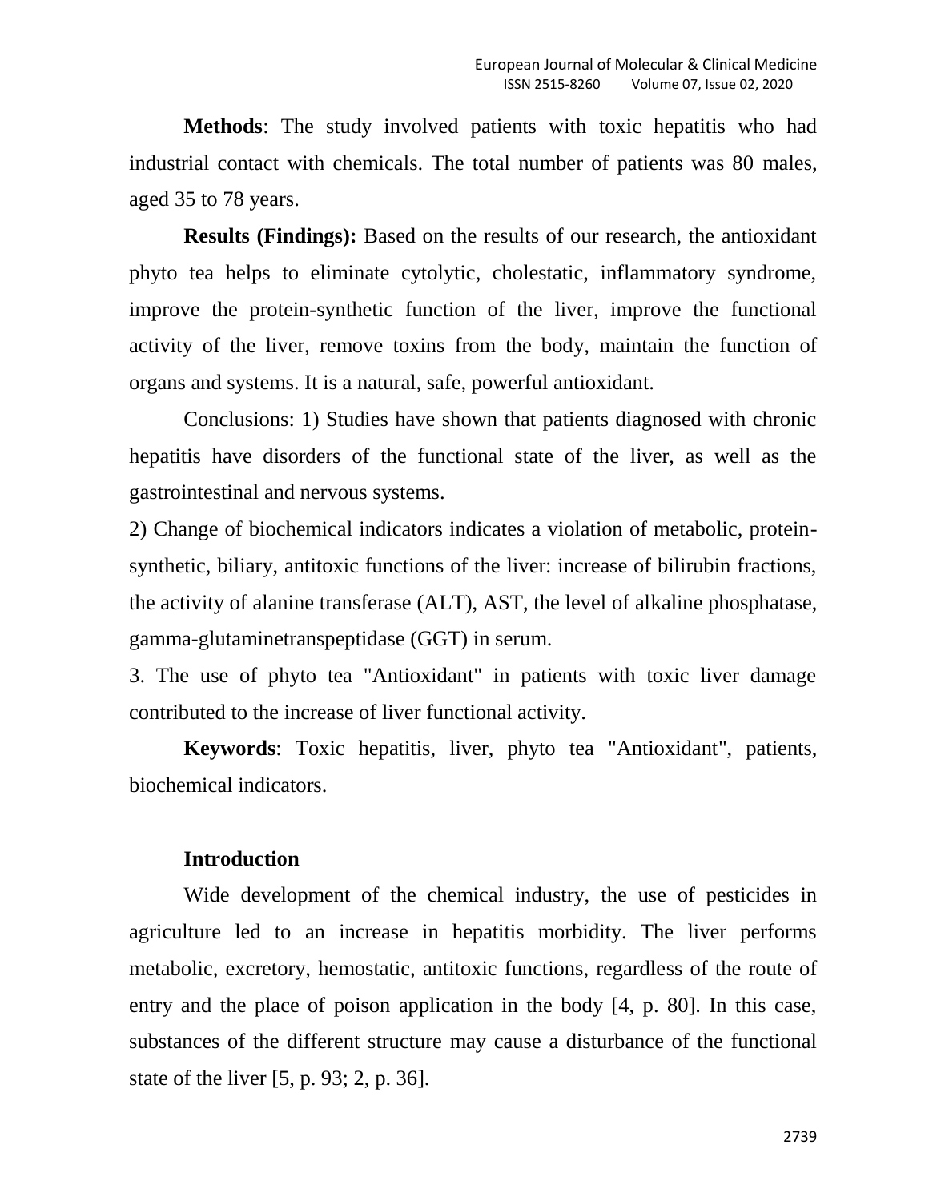**Methods**: The study involved patients with toxic hepatitis who had industrial contact with chemicals. The total number of patients was 80 males, aged 35 to 78 years.

**Results (Findings):** Based on the results of our research, the antioxidant phyto tea helps to eliminate cytolytic, cholestatic, inflammatory syndrome, improve the protein-synthetic function of the liver, improve the functional activity of the liver, remove toxins from the body, maintain the function of organs and systems. It is a natural, safe, powerful antioxidant.

Conclusions: 1) Studies have shown that patients diagnosed with chronic hepatitis have disorders of the functional state of the liver, as well as the gastrointestinal and nervous systems.

2) Change of biochemical indicators indicates a violation of metabolic, protein-synthetic, biliary, antitoxic functions of the liver: increase of bilirubin fractions, the activity of alanine transferase (ALT), AST, the level of alkaline phosphatase, gamma-glutaminetranspeptidase (GGT) in serum.

3. The use of phyto tea "Antioxidant" in patients with toxic liver damage contributed to the increase of liver functional activity.

**Keywords**: Toxic hepatitis, liver, phyto tea "Antioxidant", patients, biochemical indicators.

## Introduction

Wide development of the chemical industry, the use of pesticides in agriculture led to an increase in hepatitis morbidity. The liver performs metabolic, excretory, hemostatic, antitoxic functions, regardless of the route of entry and the place of poison application in the body [4, p. 80]. In this case, substances of the different structure may cause a disturbance of the functional state of the liver [5, p. 93; 2, p. 36].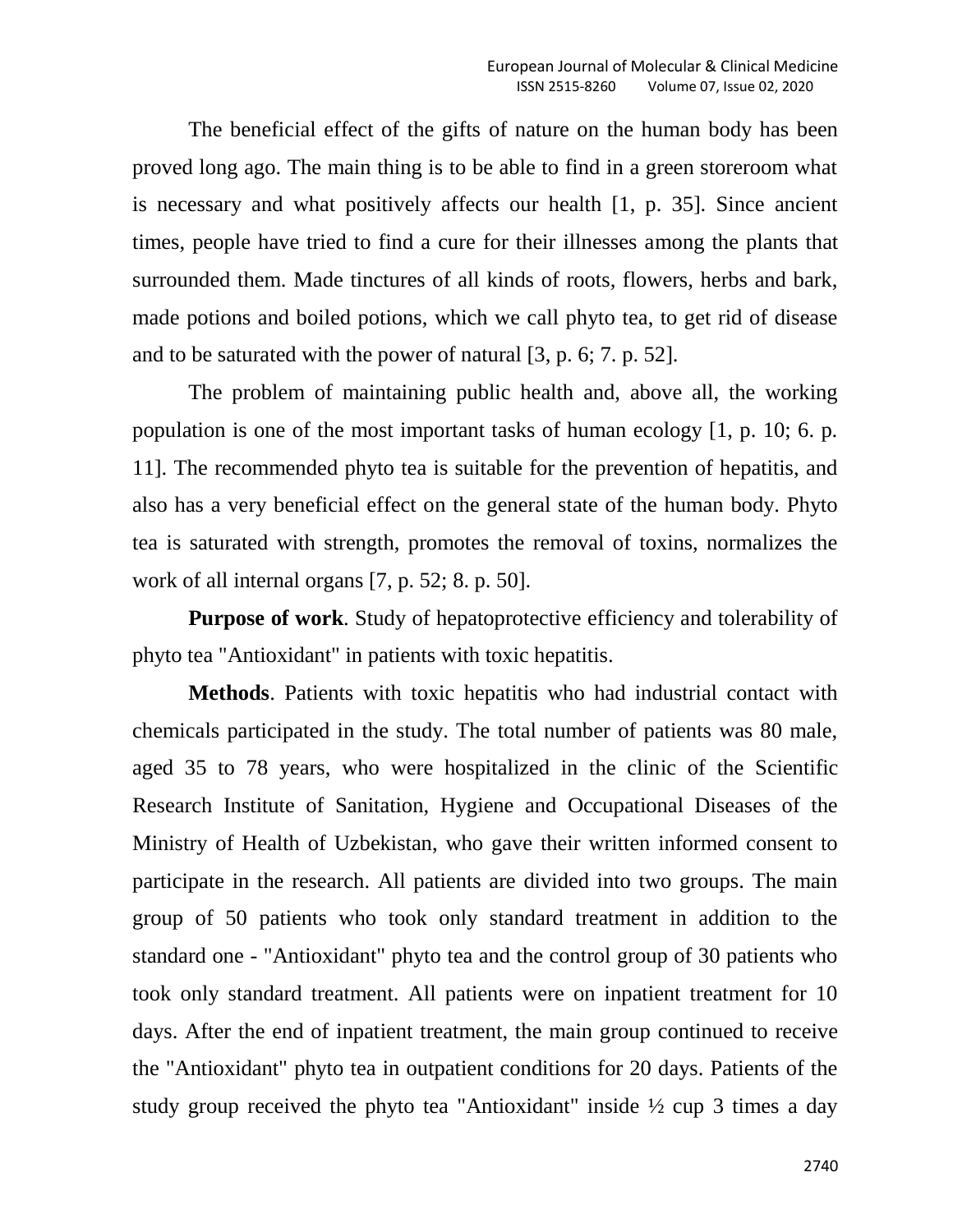The beneficial effect of the gifts of nature on the human body has been proved long ago. The main thing is to be able to find in a green storeroom what is necessary and what positively affects our health [1, p. 35]. Since ancient times, people have tried to find a cure for their illnesses among the plants that surrounded them. Made tinctures of all kinds of roots, flowers, herbs and bark, made potions and boiled potions, which we call phyto tea, to get rid of disease and to be saturated with the power of natural [3, p. 6; 7. p. 52].

The problem of maintaining public health and, above all, the working population is one of the most important tasks of human ecology [1, p. 10; 6. p. 11]. The recommended phyto tea is suitable for the prevention of hepatitis, and also has a very beneficial effect on the general state of the human body. Phyto tea is saturated with strength, promotes the removal of toxins, normalizes the work of all internal organs [7, p. 52; 8. p. 50].

**Purpose of work**. Study of hepatoprotective efficiency and tolerability of phyto tea "Antioxidant" in patients with toxic hepatitis.

**Methods**. Patients with toxic hepatitis who had industrial contact with chemicals participated in the study. The total number of patients was 80 male, aged 35 to 78 years, who were hospitalized in the clinic of the Scientific Research Institute of Sanitation, Hygiene and Occupational Diseases of the Ministry of Health of Uzbekistan, who gave their written informed consent to participate in the research. All patients are divided into two groups. The main group of 50 patients who took only standard treatment in addition to the standard one - "Antioxidant" phyto tea and the control group of 30 patients who took only standard treatment. All patients were on inpatient treatment for 10 days. After the end of inpatient treatment, the main group continued to receive the "Antioxidant" phyto tea in outpatient conditions for 20 days. Patients of the study group received the phyto tea "Antioxidant" inside ½ cup 3 times a day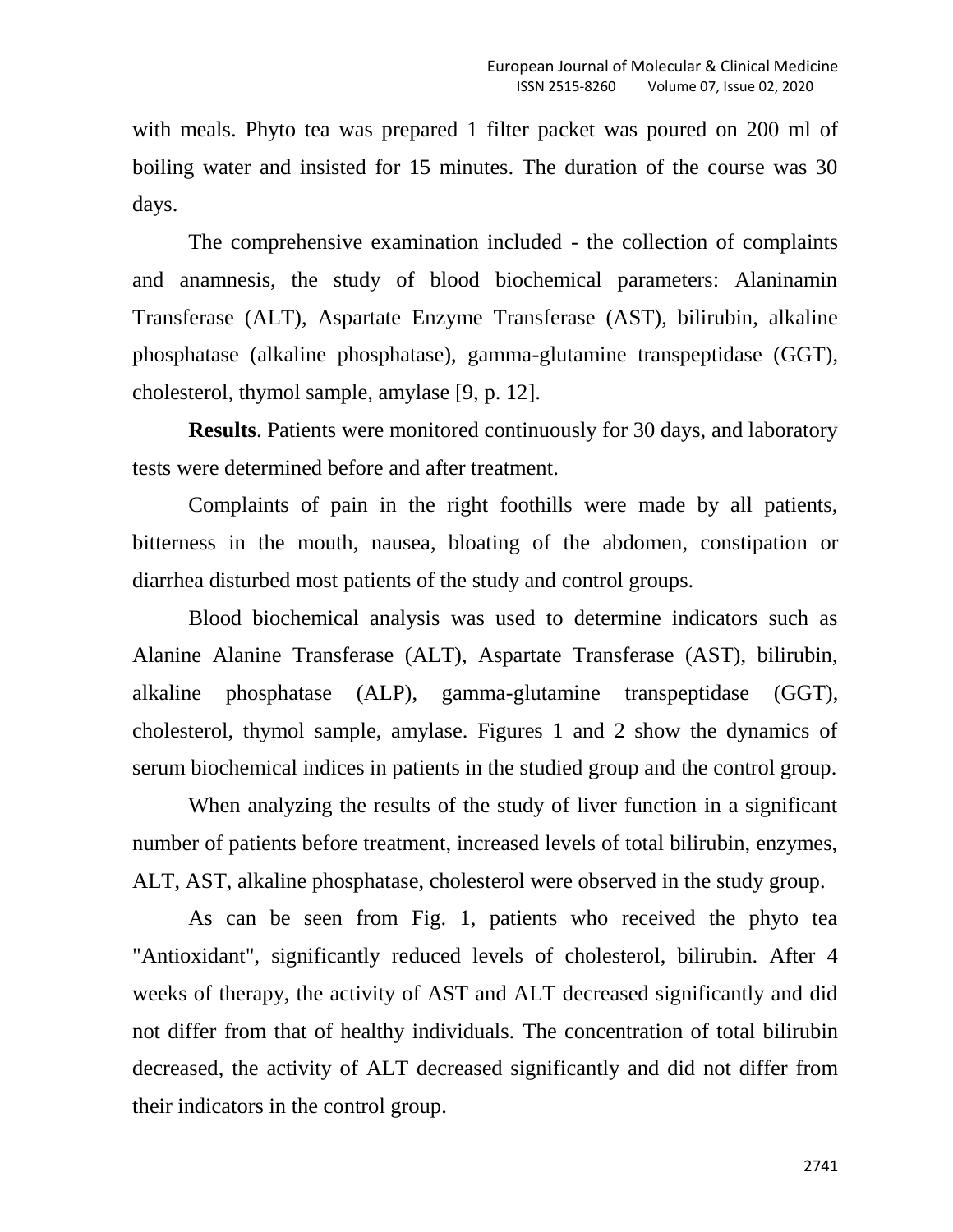with meals. Phyto tea was prepared 1 filter packet was poured on 200 ml of boiling water and insisted for 15 minutes. The duration of the course was 30 days.

The comprehensive examination included - the collection of complaints and anamnesis, the study of blood biochemical parameters: Alaninamin Transferase (ALT), Aspartate Enzyme Transferase (AST), bilirubin, alkaline phosphatase (alkaline phosphatase), gamma-glutamine transpeptidase (GGT), cholesterol, thymol sample, amylase [9, p. 12].

**Results**. Patients were monitored continuously for 30 days, and laboratory tests were determined before and after treatment.

Complaints of pain in the right foothills were made by all patients, bitterness in the mouth, nausea, bloating of the abdomen, constipation or diarrhea disturbed most patients of the study and control groups.

Blood biochemical analysis was used to determine indicators such as Alanine Alanine Transferase (ALT), Aspartate Transferase (AST), bilirubin, alkaline phosphatase (ALP), gamma-glutamine transpeptidase (GGT), cholesterol, thymol sample, amylase. Figures 1 and 2 show the dynamics of serum biochemical indices in patients in the studied group and the control group.

When analyzing the results of the study of liver function in a significant number of patients before treatment, increased levels of total bilirubin, enzymes, ALT, AST, alkaline phosphatase, cholesterol were observed in the study group.

As can be seen from Fig. 1, patients who received the phyto tea "Antioxidant", significantly reduced levels of cholesterol, bilirubin. After 4 weeks of therapy, the activity of AST and ALT decreased significantly and did not differ from that of healthy individuals. The concentration of total bilirubin decreased, the activity of ALT decreased significantly and did not differ from their indicators in the control group.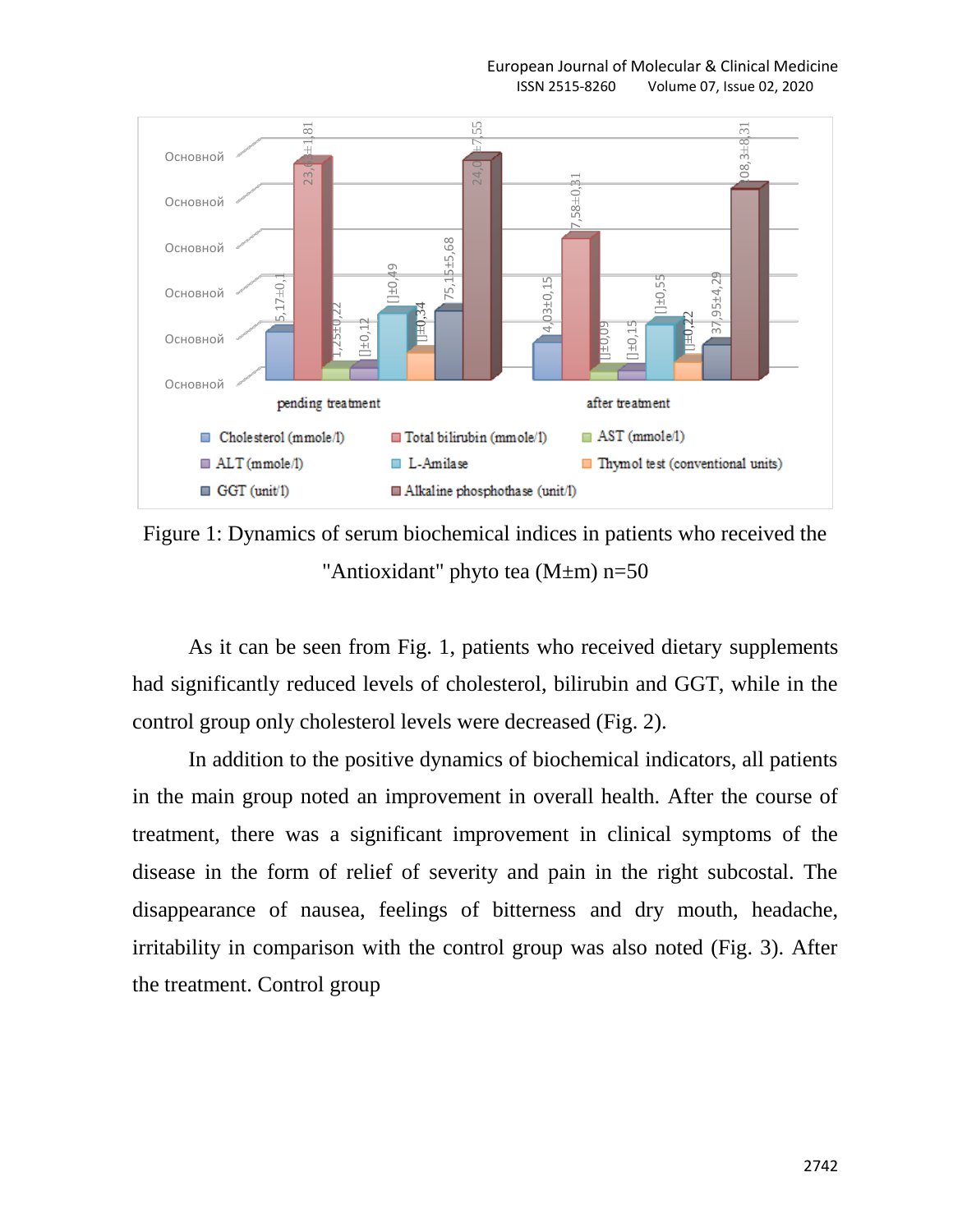Figure 1: Dynamics of serum biochemical indices in patients who received the "Antioxidant" phyto tea (M±m) n=50

As it can be seen from Fig. 1, patients who received dietary supplements had significantly reduced levels of cholesterol, bilirubin and GGT, while in the control group only cholesterol levels were decreased (Fig. 2).

In addition to the positive dynamics of biochemical indicators, all patients in the main group noted an improvement in overall health. After the course of treatment, there was a significant improvement in clinical symptoms of the disease in the form of relief of severity and pain in the right subcostal. The disappearance of nausea, feelings of bitterness and dry mouth, headache, irritability in comparison with the control group was also noted (Fig. 3). After the treatment. Control group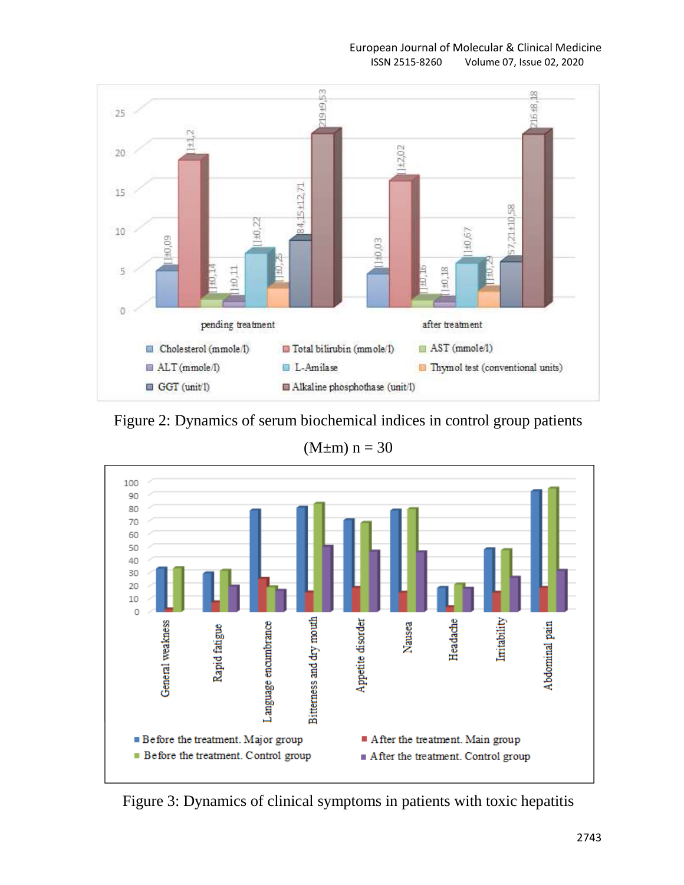Figure 2: Dynamics of serum biochemical indices in control group patients (M±m) n = 30

Figure 3: Dynamics of clinical symptoms in patients with toxic hepatitis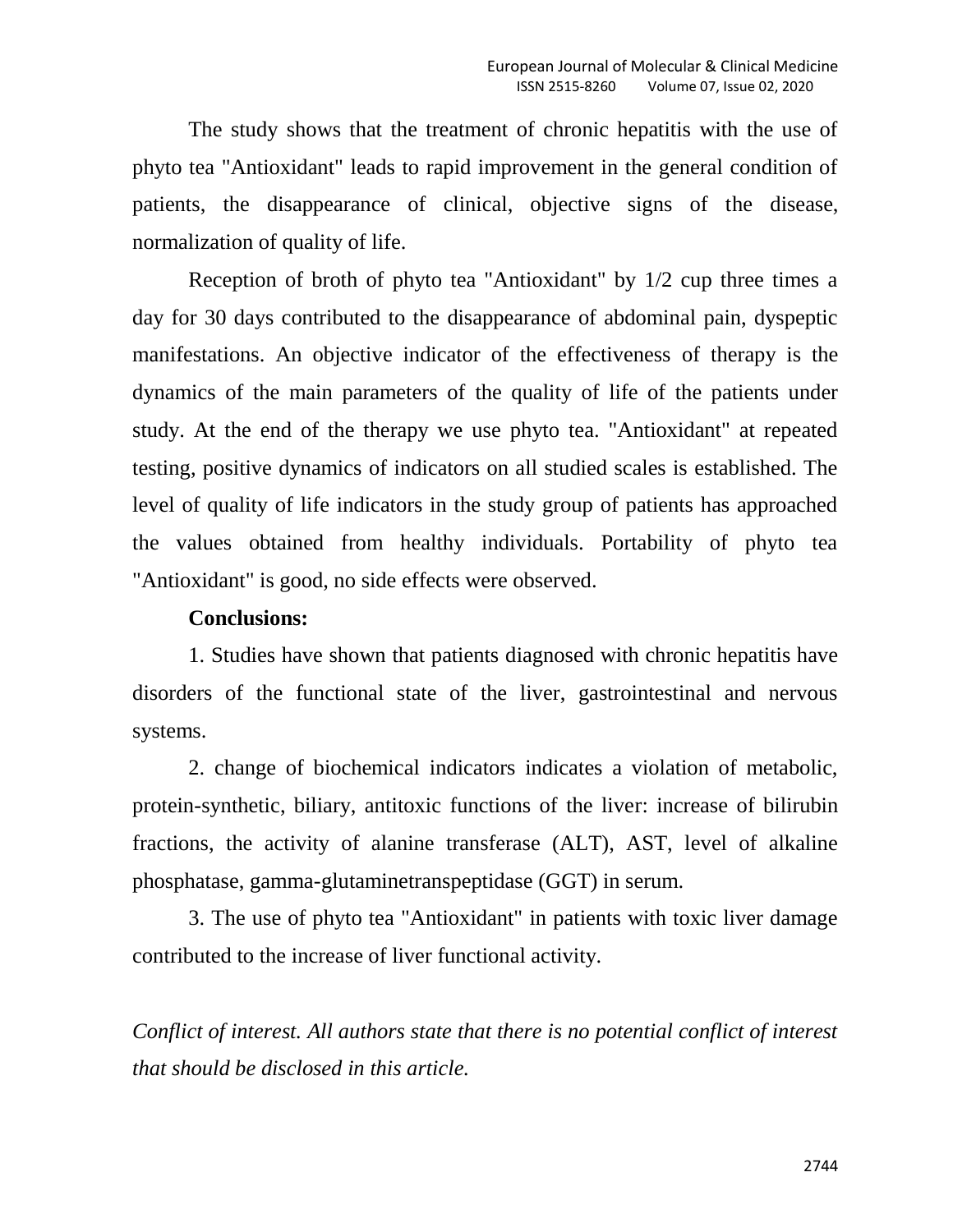The study shows that the treatment of chronic hepatitis with the use of phyto tea "Antioxidant" leads to rapid improvement in the general condition of patients, the disappearance of clinical, objective signs of the disease, normalization of quality of life.

Reception of broth of phyto tea "Antioxidant" by 1/2 cup three times a day for 30 days contributed to the disappearance of abdominal pain, dyspeptic manifestations. An objective indicator of the effectiveness of therapy is the dynamics of the main parameters of the quality of life of the patients under study. At the end of the therapy we use phyto tea. "Antioxidant" at repeated testing, positive dynamics of indicators on all studied scales is established. The level of quality of life indicators in the study group of patients has approached the values obtained from healthy individuals. Portability of phyto tea "Antioxidant" is good, no side effects were observed.

**Conclusions:**

1. Studies have shown that patients diagnosed with chronic hepatitis have disorders of the functional state of the liver, gastrointestinal and nervous systems.

2. change of biochemical indicators indicates a violation of metabolic, protein-synthetic, biliary, antitoxic functions of the liver: increase of bilirubin fractions, the activity of alanine transferase (ALT), AST, level of alkaline phosphatase, gamma-glutaminetranspeptidase (GGT) in serum.

3. The use of phyto tea "Antioxidant" in patients with toxic liver damage contributed to the increase of liver functional activity.

*Conflict of interest. All authors state that there is no potential conflict of interest that should be disclosed in this article.*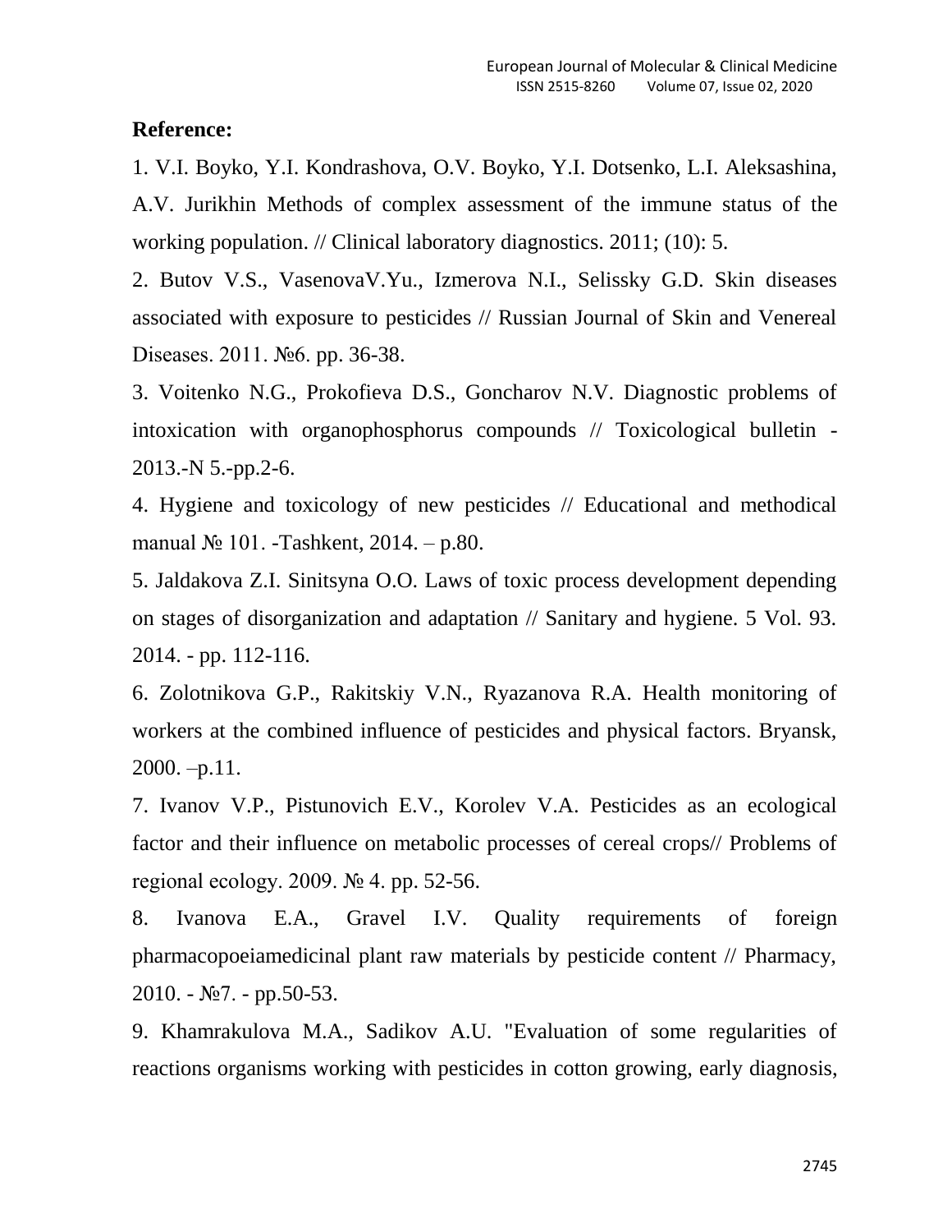**Reference:**

1. V.I. Boyko, Y.I. Kondrashova, O.V. Boyko, Y.I. Dotsenko, L.I. Aleksashina, A.V. Jurikhin Methods of complex assessment of the immune status of the working population. // Clinical laboratory diagnostics. 2011; (10): 5.

2. Butov V.S., VasenovaV.Yu., Izmerova N.I., Selissky G.D. Skin diseases associated with exposure to pesticides // Russian Journal of Skin and Venereal Diseases. 2011. №6. pp. 36-38.

3. Voitenko N.G., Prokofieva D.S., Goncharov N.V. Diagnostic problems of intoxication with organophosphorus compounds // Toxicological bulletin - 2013.-N 5.-pp.2-6.

4. Hygiene and toxicology of new pesticides // Educational and methodical manual № 101. -Tashkent, 2014. – p.80.

5. Jaldakova Z.I. Sinitsyna O.O. Laws of toxic process development depending on stages of disorganization and adaptation // Sanitary and hygiene. 5 Vol. 93. 2014. - pp. 112-116.

6. Zolotnikova G.P., Rakitskiy V.N., Ryazanova R.A. Health monitoring of workers at the combined influence of pesticides and physical factors. Bryansk, 2000. –p.11.

7. Ivanov V.P., Pistunovich E.V., Korolev V.A. Pesticides as an ecological factor and their influence on metabolic processes of cereal crops// Problems of regional ecology. 2009. № 4. pp. 52-56.

8. Ivanova E.A., Gravel I.V. Quality requirements of foreign pharmacopoeiamedicinal plant raw materials by pesticide content // Pharmacy, 2010. - №7. - pp.50-53.

9. Khamrakulova M.A., Sadikov A.U. "Evaluation of some regularities of reactions organisms working with pesticides in cotton growing, early diagnosis,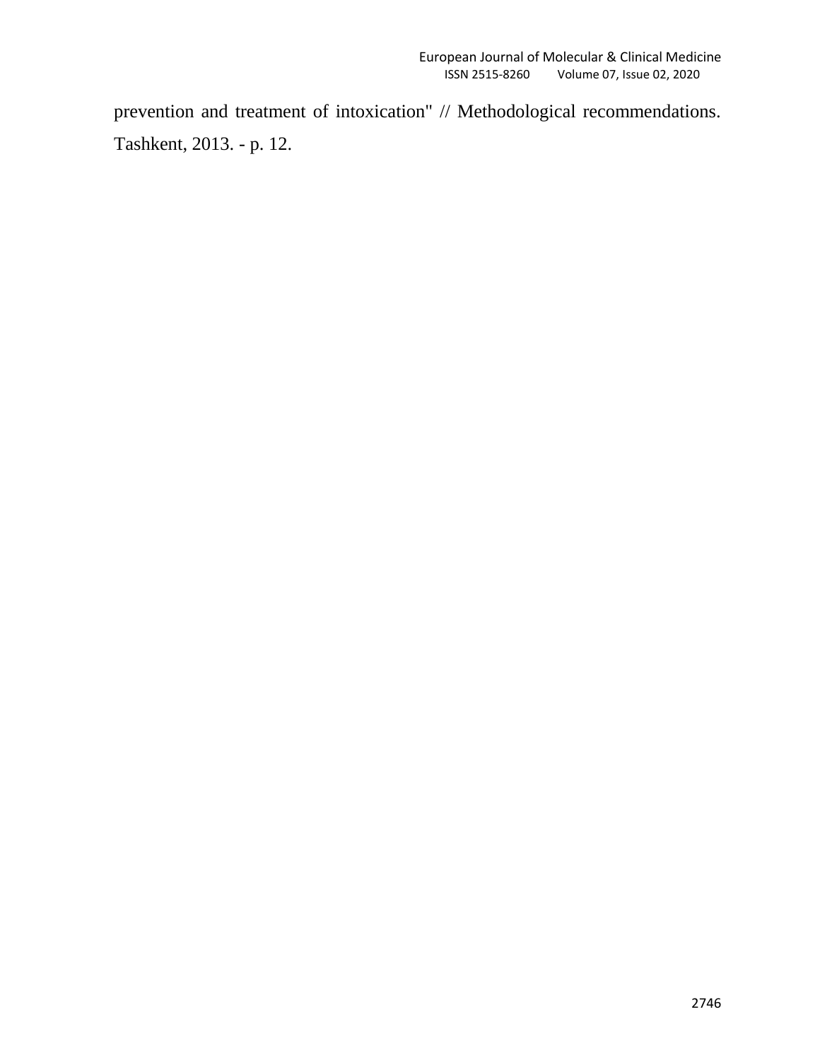prevention and treatment of intoxication" // Methodological recommendations. Tashkent, 2013. - p. 12.